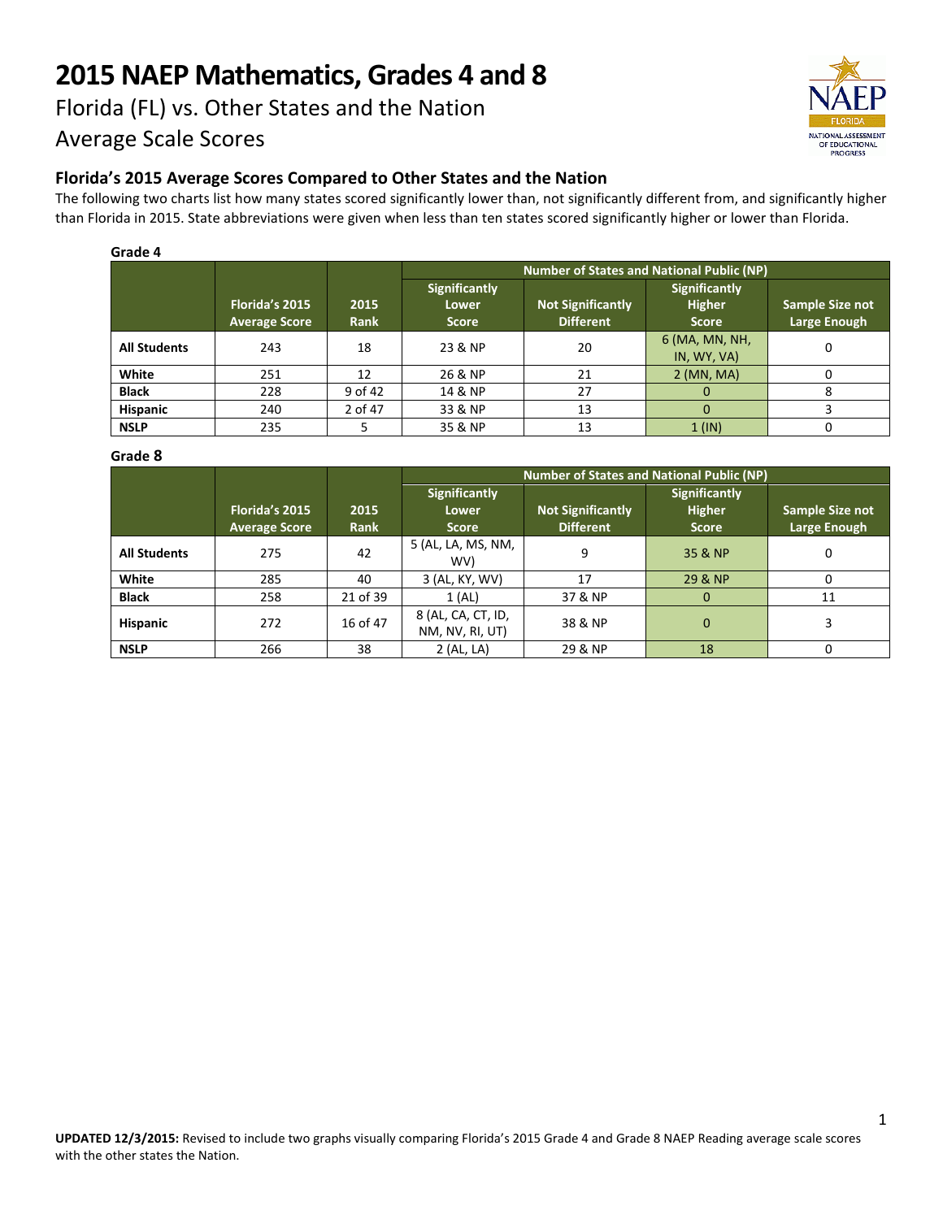# 2015 NAEP Mathematics, Grades 4 and 8

Florida (FL) vs. Other States and the Nation

Average Scale Scores

## Florida's 2015 Average Scores Compared to Other States and the Nation

The following two charts list how many states scored significantly lower than, not significantly different from, and significantly higher than Florida in 2015. State abbreviations were given when less than ten states scored significantly higher or lower than Florida.

**Grade 4**

| | | | Number of States and National Public (NP) | | | |
|---|---|---|---|---|---|---|
| | Florida's 2015 Average Score | 2015 Rank | Significantly Lower Score | Not Significantly Different | Significantly Higher Score | Sample Size not Large Enough |
| **All Students** | 243 | 18 | 23 & NP | 20 | 6 (MA, MN, NH, IN, WY, VA) | 0 |
| **White** | 251 | 12 | 26 & NP | 21 | 2 (MN, MA) | 0 |
| **Black** | 228 | 9 of 42 | 14 & NP | 27 | 0 | 8 |
| **Hispanic** | 240 | 2 of 47 | 33 & NP | 13 | 0 | 3 |
| **NSLP** | 235 | 5 | 35 & NP | 13 | 1 (IN) | 0 |

**Grade 8**

| | | | Number of States and National Public (NP) | | | |
|---|---|---|---|---|---|---|
| | Florida's 2015 Average Score | 2015 Rank | Significantly Lower Score | Not Significantly Different | Significantly Higher Score | Sample Size not Large Enough |
| **All Students** | 275 | 42 | 5 (AL, LA, MS, NM, WV) | 9 | 35 & NP | 0 |
| **White** | 285 | 40 | 3 (AL, KY, WV) | 17 | 29 & NP | 0 |
| **Black** | 258 | 21 of 39 | 1 (AL) | 37 & NP | 0 | 11 |
| **Hispanic** | 272 | 16 of 47 | 8 (AL, CA, CT, ID, NM, NV, RI, UT) | 38 & NP | 0 | 3 |
| **NSLP** | 266 | 38 | 2 (AL, LA) | 29 & NP | 18 | 0 |

**UPDATED 12/3/2015:** Revised to include two graphs visually comparing Florida's 2015 Grade 4 and Grade 8 NAEP Reading average scale scores with the other states the Nation.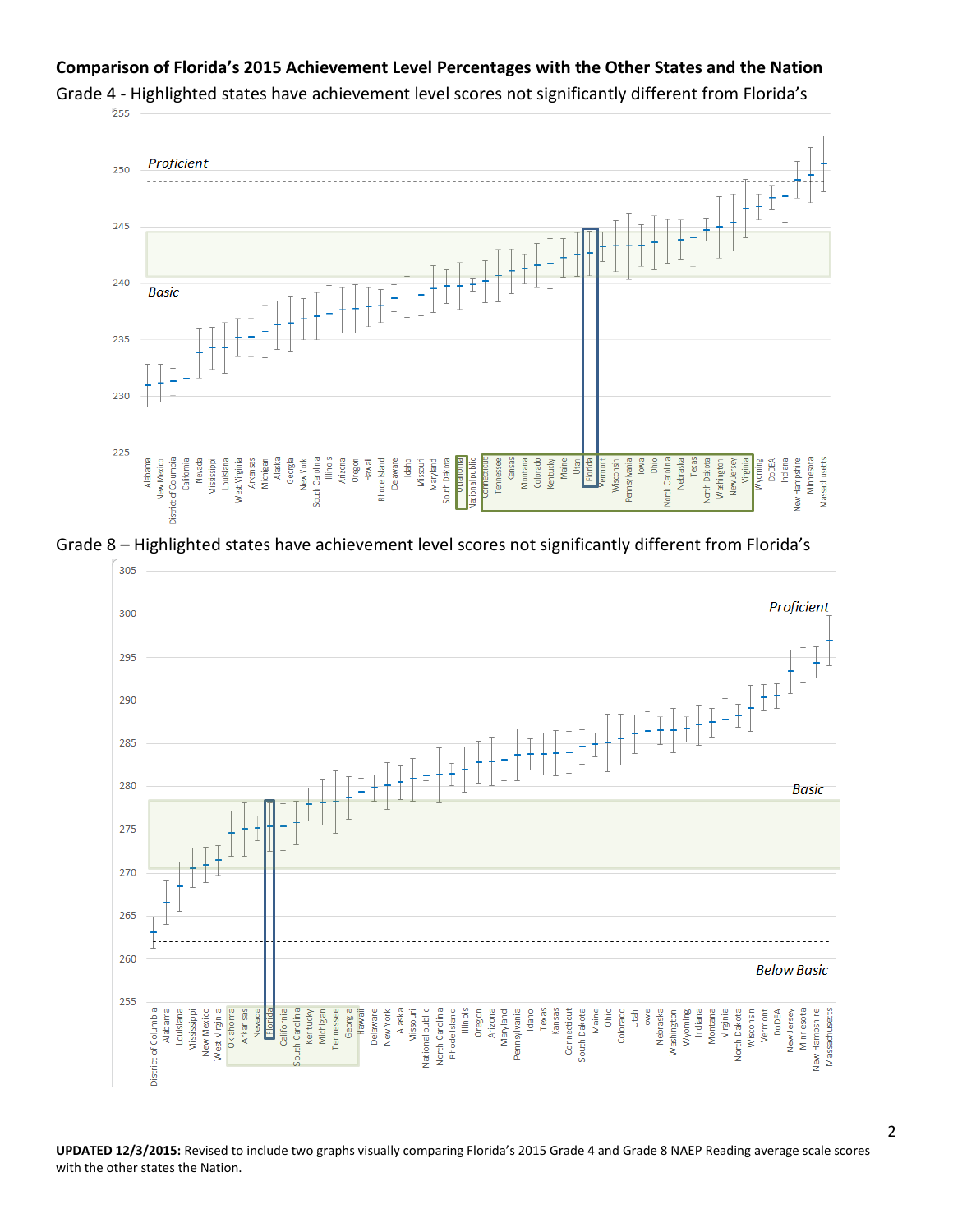**Comparison of Florida's 2015 Achievement Level Percentages with the Other States and the Nation**

Grade 4 - Highlighted states have achievement level scores not significantly different from Florida's

Grade 8 – Highlighted states have achievement level scores not significantly different from Florida's

**UPDATED 12/3/2015:** Revised to include two graphs visually comparing Florida's 2015 Grade 4 and Grade 8 NAEP Reading average scale scores with the other states the Nation.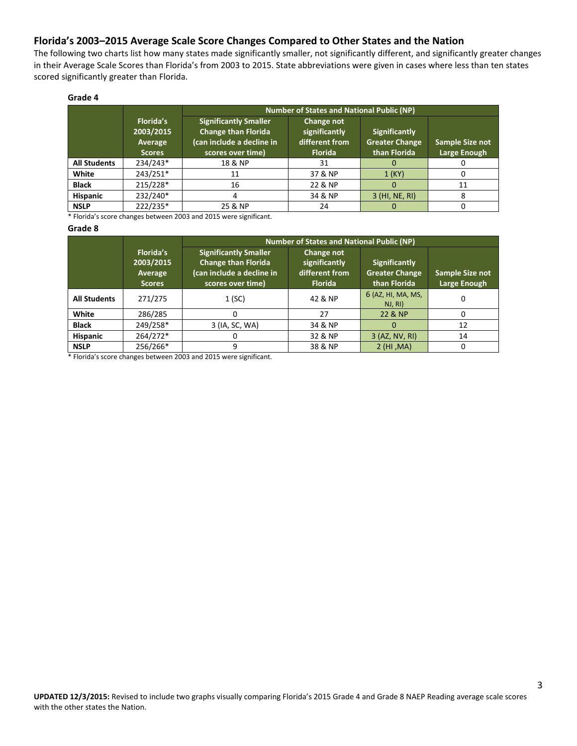## Florida's 2003–2015 Average Scale Score Changes Compared to Other States and the Nation

The following two charts list how many states made significantly smaller, not significantly different, and significantly greater changes in their Average Scale Scores than Florida's from 2003 to 2015. State abbreviations were given in cases where less than ten states scored significantly greater than Florida.

**Grade 4**

| | Florida's 2003/2015 Average Scores | Number of States and National Public (NP) | | | |
|---|---|---|---|---|---|
| | | Significantly Smaller Change than Florida (can include a decline in scores over time) | Change not significantly different from Florida | Significantly Greater Change than Florida | Sample Size not Large Enough |
| **All Students** | 234/243* | 18 & NP | 31 | 0 | 0 |
| **White** | 243/251* | 11 | 37 & NP | 1 (KY) | 0 |
| **Black** | 215/228* | 16 | 22 & NP | 0 | 11 |
| **Hispanic** | 232/240* | 4 | 34 & NP | 3 (HI, NE, RI) | 8 |
| **NSLP** | 222/235* | 25 & NP | 24 | 0 | 0 |

* Florida's score changes between 2003 and 2015 were significant.

**Grade 8**

| | Florida's 2003/2015 Average Scores | Number of States and National Public (NP) | | | |
|---|---|---|---|---|---|
| | | Significantly Smaller Change than Florida (can include a decline in scores over time) | Change not significantly different from Florida | Significantly Greater Change than Florida | Sample Size not Large Enough |
| **All Students** | 271/275 | 1 (SC) | 42 & NP | 6 (AZ, HI, MA, MS, NJ, RI) | 0 |
| **White** | 286/285 | 0 | 27 | 22 & NP | 0 |
| **Black** | 249/258* | 3 (IA, SC, WA) | 34 & NP | 0 | 12 |
| **Hispanic** | 264/272* | 0 | 32 & NP | 3 (AZ, NV, RI) | 14 |
| **NSLP** | 256/266* | 9 | 38 & NP | 2 (HI ,MA) | 0 |

* Florida's score changes between 2003 and 2015 were significant.

**UPDATED 12/3/2015:** Revised to include two graphs visually comparing Florida's 2015 Grade 4 and Grade 8 NAEP Reading average scale scores with the other states the Nation.